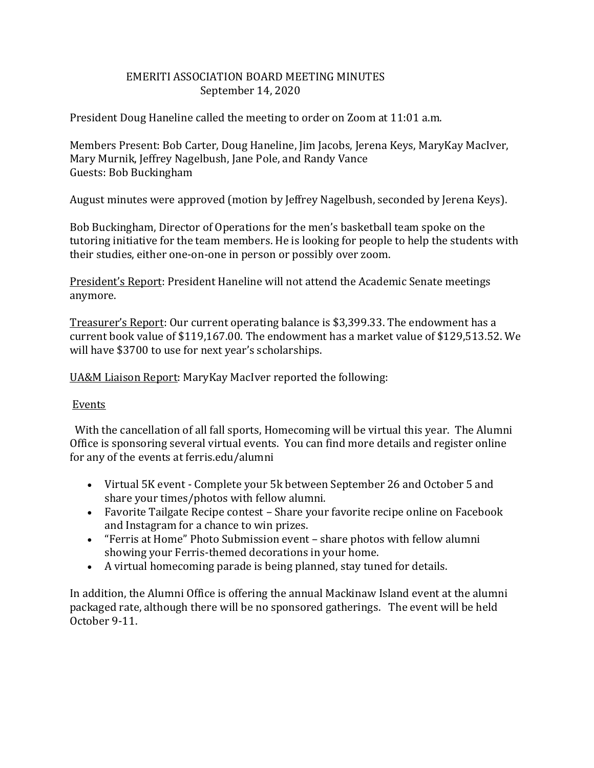# EMERITI ASSOCIATION BOARD MEETING MINUTES

September 14, 2020

President Doug Haneline called the meeting to order on Zoom at 11:01 a.m.

Members Present: Bob Carter, Doug Haneline, Jim Jacobs, Jerena Keys, MaryKay MacIver, Mary Murnik, Jeffrey Nagelbush, Jane Pole, and Randy Vance
Guests: Bob Buckingham

August minutes were approved (motion by Jeffrey Nagelbush, seconded by Jerena Keys).

Bob Buckingham, Director of Operations for the men's basketball team spoke on the tutoring initiative for the team members. He is looking for people to help the students with their studies, either one-on-one in person or possibly over zoom.

<u>President's Report</u>: President Haneline will not attend the Academic Senate meetings anymore.

<u>Treasurer's Report</u>: Our current operating balance is $3,399.33. The endowment has a current book value of $119,167.00. The endowment has a market value of $129,513.52. We will have $3700 to use for next year's scholarships.

<u>UA&M Liaison Report</u>: MaryKay MacIver reported the following:

<u>Events</u>

With the cancellation of all fall sports, Homecoming will be virtual this year. The Alumni Office is sponsoring several virtual events. You can find more details and register online for any of the events at ferris.edu/alumni

- Virtual 5K event - Complete your 5k between September 26 and October 5 and share your times/photos with fellow alumni.
- Favorite Tailgate Recipe contest – Share your favorite recipe online on Facebook and Instagram for a chance to win prizes.
- "Ferris at Home" Photo Submission event – share photos with fellow alumni showing your Ferris-themed decorations in your home.
- A virtual homecoming parade is being planned, stay tuned for details.

In addition, the Alumni Office is offering the annual Mackinaw Island event at the alumni packaged rate, although there will be no sponsored gatherings. The event will be held October 9-11.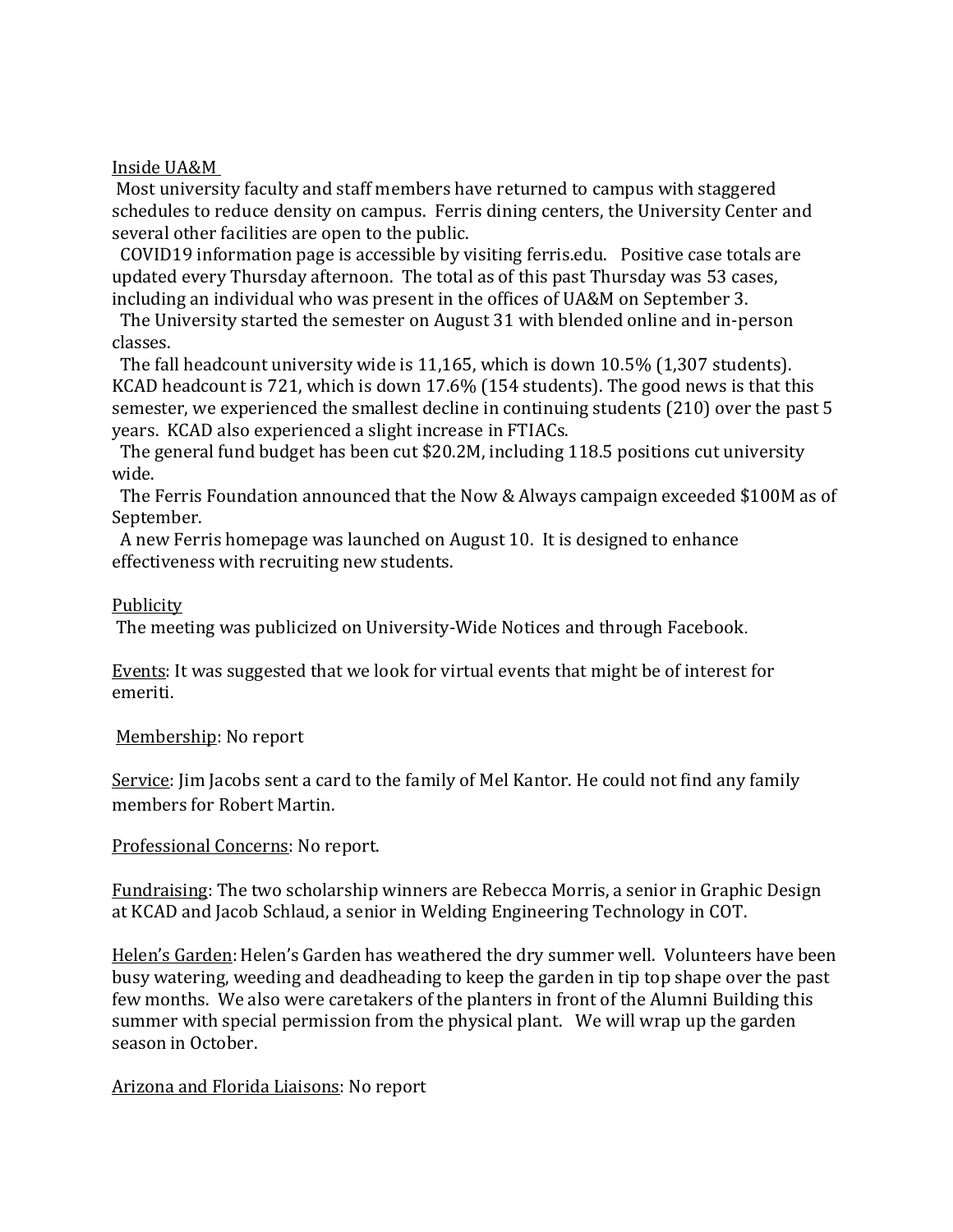Inside UA&M

Most university faculty and staff members have returned to campus with staggered schedules to reduce density on campus. Ferris dining centers, the University Center and several other facilities are open to the public.

COVID19 information page is accessible by visiting ferris.edu. Positive case totals are updated every Thursday afternoon. The total as of this past Thursday was 53 cases, including an individual who was present in the offices of UA&M on September 3.

The University started the semester on August 31 with blended online and in-person classes.

The fall headcount university wide is 11,165, which is down 10.5% (1,307 students). KCAD headcount is 721, which is down 17.6% (154 students). The good news is that this semester, we experienced the smallest decline in continuing students (210) over the past 5 years. KCAD also experienced a slight increase in FTIACs.

The general fund budget has been cut $20.2M, including 118.5 positions cut university wide.

The Ferris Foundation announced that the Now & Always campaign exceeded $100M as of September.

A new Ferris homepage was launched on August 10. It is designed to enhance effectiveness with recruiting new students.

Publicity

The meeting was publicized on University-Wide Notices and through Facebook.

Events: It was suggested that we look for virtual events that might be of interest for emeriti.

Membership: No report

Service: Jim Jacobs sent a card to the family of Mel Kantor. He could not find any family members for Robert Martin.

Professional Concerns: No report.

Fundraising: The two scholarship winners are Rebecca Morris, a senior in Graphic Design at KCAD and Jacob Schlaud, a senior in Welding Engineering Technology in COT.

Helen's Garden: Helen's Garden has weathered the dry summer well. Volunteers have been busy watering, weeding and deadheading to keep the garden in tip top shape over the past few months. We also were caretakers of the planters in front of the Alumni Building this summer with special permission from the physical plant. We will wrap up the garden season in October.

Arizona and Florida Liaisons: No report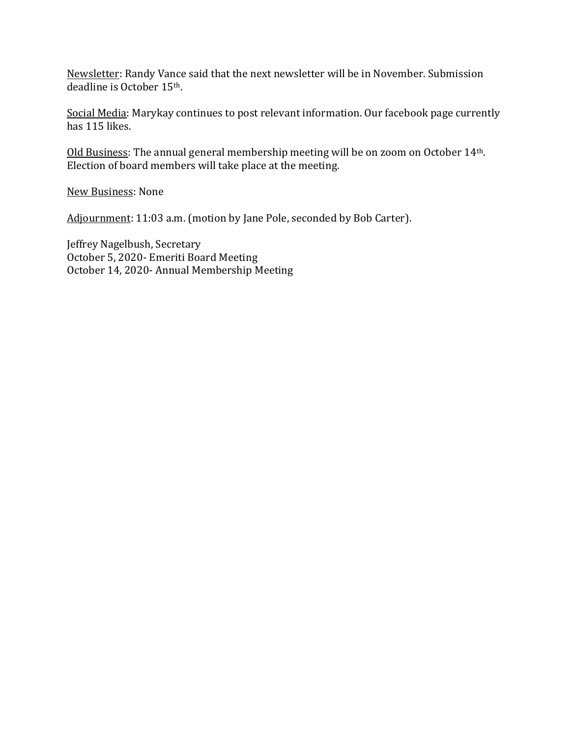<u>Newsletter</u>: Randy Vance said that the next newsletter will be in November. Submission deadline is October 15th.

<u>Social Media</u>: Marykay continues to post relevant information. Our facebook page currently has 115 likes.

<u>Old Business</u>: The annual general membership meeting will be on zoom on October 14th. Election of board members will take place at the meeting.

<u>New Business</u>: None

<u>Adjournment</u>: 11:03 a.m. (motion by Jane Pole, seconded by Bob Carter).

Jeffrey Nagelbush, Secretary  
October 5, 2020- Emeriti Board Meeting  
October 14, 2020- Annual Membership Meeting